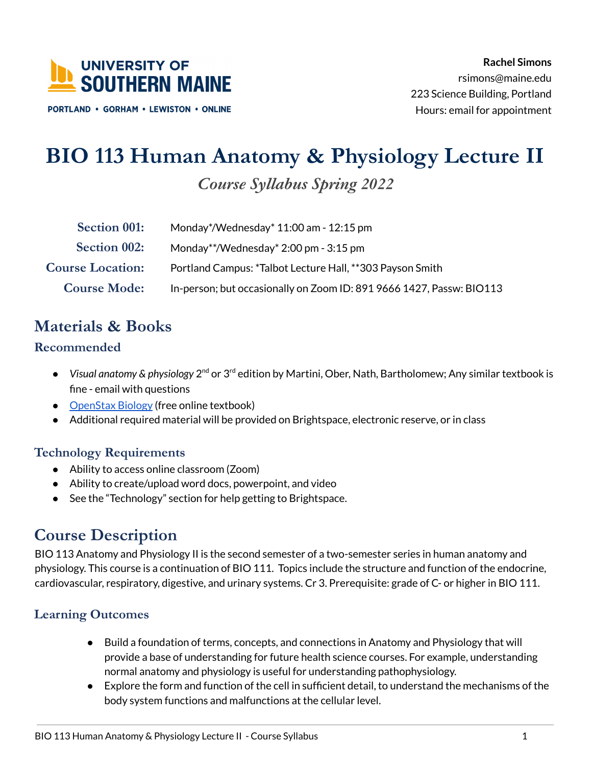**UNIVERSITY OF SOUTHERN MAINE**

PORTLAND • GORHAM • LEWISTON • ONLINE

**Rachel Simons**
rsimons@maine.edu
223 Science Building, Portland
Hours: email for appointment

# BIO 113 Human Anatomy & Physiology Lecture II

*Course Syllabus Spring 2022*

| | |
|---|---|
| **Section 001:** | Monday*/Wednesday* 11:00 am - 12:15 pm |
| **Section 002:** | Monday**/Wednesday* 2:00 pm - 3:15 pm |
| **Course Location:** | Portland Campus: *Talbot Lecture Hall, **303 Payson Smith |
| **Course Mode:** | In-person; but occasionally on Zoom ID: 891 9666 1427, Passw: BIO113 |

## Materials & Books

### Recommended

- *Visual anatomy & physiology* 2nd or 3rd edition by Martini, Ober, Nath, Bartholomew; Any similar textbook is fine - email with questions
- OpenStax Biology (free online textbook)
- Additional required material will be provided on Brightspace, electronic reserve, or in class

### Technology Requirements

- Ability to access online classroom (Zoom)
- Ability to create/upload word docs, powerpoint, and video
- See the "Technology" section for help getting to Brightspace.

## Course Description

BIO 113 Anatomy and Physiology II is the second semester of a two-semester series in human anatomy and physiology. This course is a continuation of BIO 111. Topics include the structure and function of the endocrine, cardiovascular, respiratory, digestive, and urinary systems. Cr 3. Prerequisite: grade of C- or higher in BIO 111.

### Learning Outcomes

- Build a foundation of terms, concepts, and connections in Anatomy and Physiology that will provide a base of understanding for future health science courses. For example, understanding normal anatomy and physiology is useful for understanding pathophysiology.
- Explore the form and function of the cell in sufficient detail, to understand the mechanisms of the body system functions and malfunctions at the cellular level.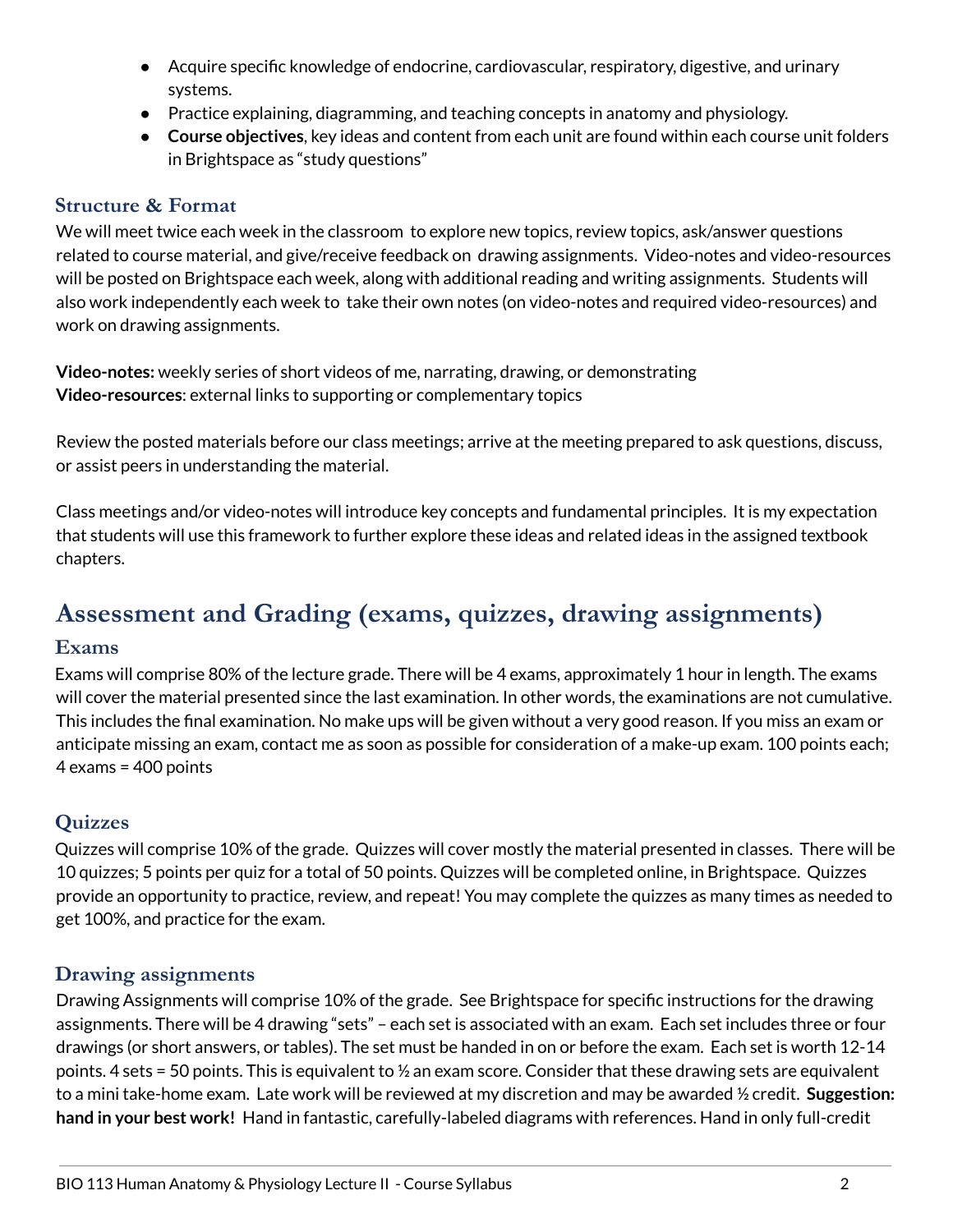- Acquire specific knowledge of endocrine, cardiovascular, respiratory, digestive, and urinary systems.
- Practice explaining, diagramming, and teaching concepts in anatomy and physiology.
- **Course objectives**, key ideas and content from each unit are found within each course unit folders in Brightspace as "study questions"

### Structure & Format

We will meet twice each week in the classroom to explore new topics, review topics, ask/answer questions related to course material, and give/receive feedback on drawing assignments. Video-notes and video-resources will be posted on Brightspace each week, along with additional reading and writing assignments. Students will also work independently each week to take their own notes (on video-notes and required video-resources) and work on drawing assignments.

**Video-notes:** weekly series of short videos of me, narrating, drawing, or demonstrating
**Video-resources**: external links to supporting or complementary topics

Review the posted materials before our class meetings; arrive at the meeting prepared to ask questions, discuss, or assist peers in understanding the material.

Class meetings and/or video-notes will introduce key concepts and fundamental principles. It is my expectation that students will use this framework to further explore these ideas and related ideas in the assigned textbook chapters.

## Assessment and Grading (exams, quizzes, drawing assignments)

### Exams

Exams will comprise 80% of the lecture grade. There will be 4 exams, approximately 1 hour in length. The exams will cover the material presented since the last examination. In other words, the examinations are not cumulative. This includes the final examination. No make ups will be given without a very good reason. If you miss an exam or anticipate missing an exam, contact me as soon as possible for consideration of a make-up exam. 100 points each; 4 exams = 400 points

### Quizzes

Quizzes will comprise 10% of the grade. Quizzes will cover mostly the material presented in classes. There will be 10 quizzes; 5 points per quiz for a total of 50 points. Quizzes will be completed online, in Brightspace. Quizzes provide an opportunity to practice, review, and repeat! You may complete the quizzes as many times as needed to get 100%, and practice for the exam.

### Drawing assignments

Drawing Assignments will comprise 10% of the grade. See Brightspace for specific instructions for the drawing assignments. There will be 4 drawing "sets" – each set is associated with an exam. Each set includes three or four drawings (or short answers, or tables). The set must be handed in on or before the exam. Each set is worth 12-14 points. 4 sets = 50 points. This is equivalent to ½ an exam score. Consider that these drawing sets are equivalent to a mini take-home exam. Late work will be reviewed at my discretion and may be awarded ½ credit. **Suggestion: hand in your best work!** Hand in fantastic, carefully-labeled diagrams with references. Hand in only full-credit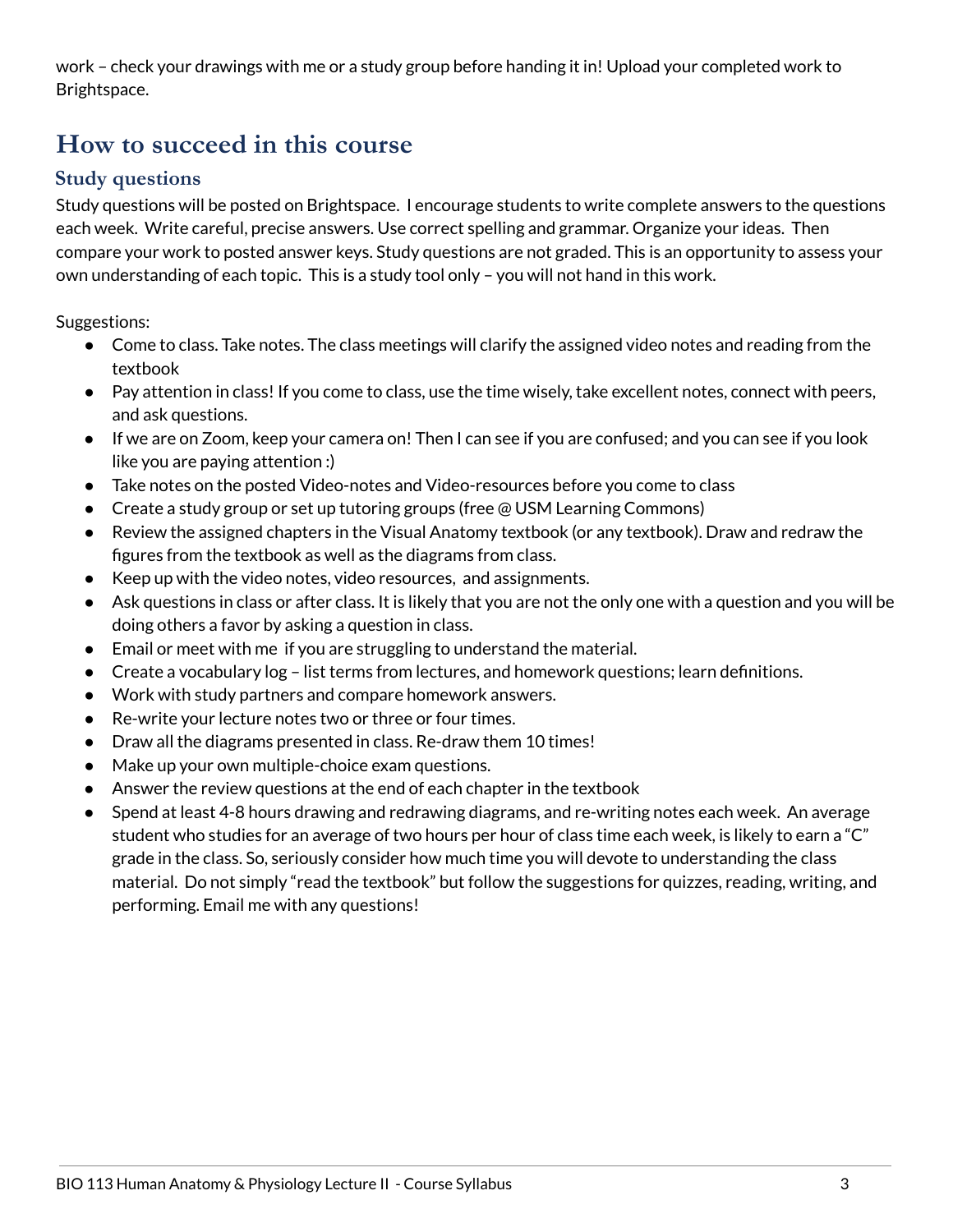work – check your drawings with me or a study group before handing it in! Upload your completed work to Brightspace.

## How to succeed in this course

### Study questions

Study questions will be posted on Brightspace. I encourage students to write complete answers to the questions each week. Write careful, precise answers. Use correct spelling and grammar. Organize your ideas. Then compare your work to posted answer keys. Study questions are not graded. This is an opportunity to assess your own understanding of each topic. This is a study tool only – you will not hand in this work.

Suggestions:

- Come to class. Take notes. The class meetings will clarify the assigned video notes and reading from the textbook
- Pay attention in class! If you come to class, use the time wisely, take excellent notes, connect with peers, and ask questions.
- If we are on Zoom, keep your camera on! Then I can see if you are confused; and you can see if you look like you are paying attention :)
- Take notes on the posted Video-notes and Video-resources before you come to class
- Create a study group or set up tutoring groups (free @ USM Learning Commons)
- Review the assigned chapters in the Visual Anatomy textbook (or any textbook). Draw and redraw the figures from the textbook as well as the diagrams from class.
- Keep up with the video notes, video resources, and assignments.
- Ask questions in class or after class. It is likely that you are not the only one with a question and you will be doing others a favor by asking a question in class.
- Email or meet with me if you are struggling to understand the material.
- Create a vocabulary log – list terms from lectures, and homework questions; learn definitions.
- Work with study partners and compare homework answers.
- Re-write your lecture notes two or three or four times.
- Draw all the diagrams presented in class. Re-draw them 10 times!
- Make up your own multiple-choice exam questions.
- Answer the review questions at the end of each chapter in the textbook
- Spend at least 4-8 hours drawing and redrawing diagrams, and re-writing notes each week. An average student who studies for an average of two hours per hour of class time each week, is likely to earn a "C" grade in the class. So, seriously consider how much time you will devote to understanding the class material. Do not simply "read the textbook" but follow the suggestions for quizzes, reading, writing, and performing. Email me with any questions!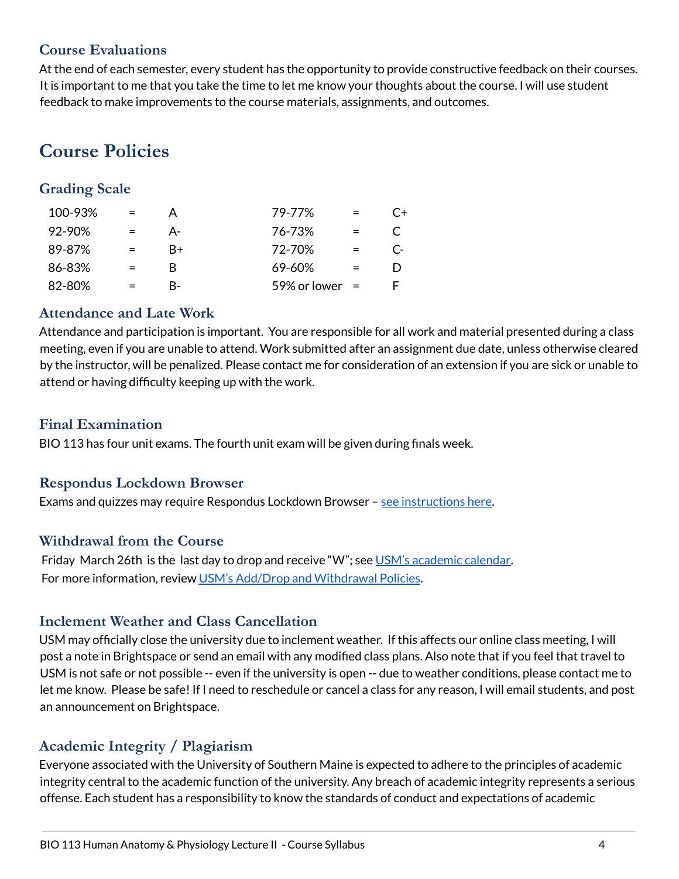### Course Evaluations

At the end of each semester, every student has the opportunity to provide constructive feedback on their courses. It is important to me that you take the time to let me know your thoughts about the course. I will use student feedback to make improvements to the course materials, assignments, and outcomes.

## Course Policies

### Grading Scale

| | | | | | |
|---|---|---|---|---|---|
| 100-93% | = | A | 79-77% | = | C+ |
| 92-90% | = | A- | 76-73% | = | C |
| 89-87% | = | B+ | 72-70% | = | C- |
| 86-83% | = | B | 69-60% | = | D |
| 82-80% | = | B- | 59% or lower | = | F |

### Attendance and Late Work

Attendance and participation is important. You are responsible for all work and material presented during a class meeting, even if you are unable to attend. Work submitted after an assignment due date, unless otherwise cleared by the instructor, will be penalized. Please contact me for consideration of an extension if you are sick or unable to attend or having difficulty keeping up with the work.

### Final Examination

BIO 113 has four unit exams. The fourth unit exam will be given during finals week.

### Respondus Lockdown Browser

Exams and quizzes may require Respondus Lockdown Browser – see instructions here.

### Withdrawal from the Course

Friday March 26th is the last day to drop and receive "W"; see USM's academic calendar.
For more information, review USM's Add/Drop and Withdrawal Policies.

### Inclement Weather and Class Cancellation

USM may officially close the university due to inclement weather. If this affects our online class meeting, I will post a note in Brightspace or send an email with any modified class plans. Also note that if you feel that travel to USM is not safe or not possible -- even if the university is open -- due to weather conditions, please contact me to let me know. Please be safe! If I need to reschedule or cancel a class for any reason, I will email students, and post an announcement on Brightspace.

### Academic Integrity / Plagiarism

Everyone associated with the University of Southern Maine is expected to adhere to the principles of academic integrity central to the academic function of the university. Any breach of academic integrity represents a serious offense. Each student has a responsibility to know the standards of conduct and expectations of academic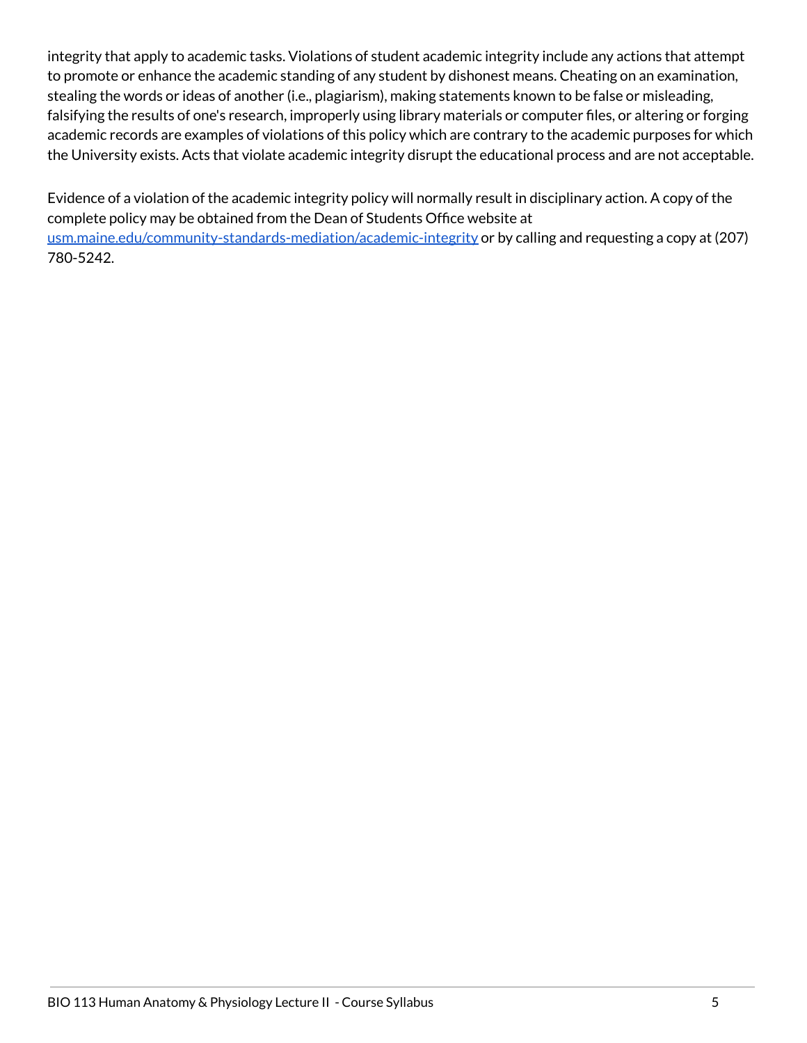integrity that apply to academic tasks. Violations of student academic integrity include any actions that attempt to promote or enhance the academic standing of any student by dishonest means. Cheating on an examination, stealing the words or ideas of another (i.e., plagiarism), making statements known to be false or misleading, falsifying the results of one's research, improperly using library materials or computer files, or altering or forging academic records are examples of violations of this policy which are contrary to the academic purposes for which the University exists. Acts that violate academic integrity disrupt the educational process and are not acceptable.

Evidence of a violation of the academic integrity policy will normally result in disciplinary action. A copy of the complete policy may be obtained from the Dean of Students Office website at [usm.maine.edu/community-standards-mediation/academic-integrity](usm.maine.edu/community-standards-mediation/academic-integrity) or by calling and requesting a copy at (207) 780-5242.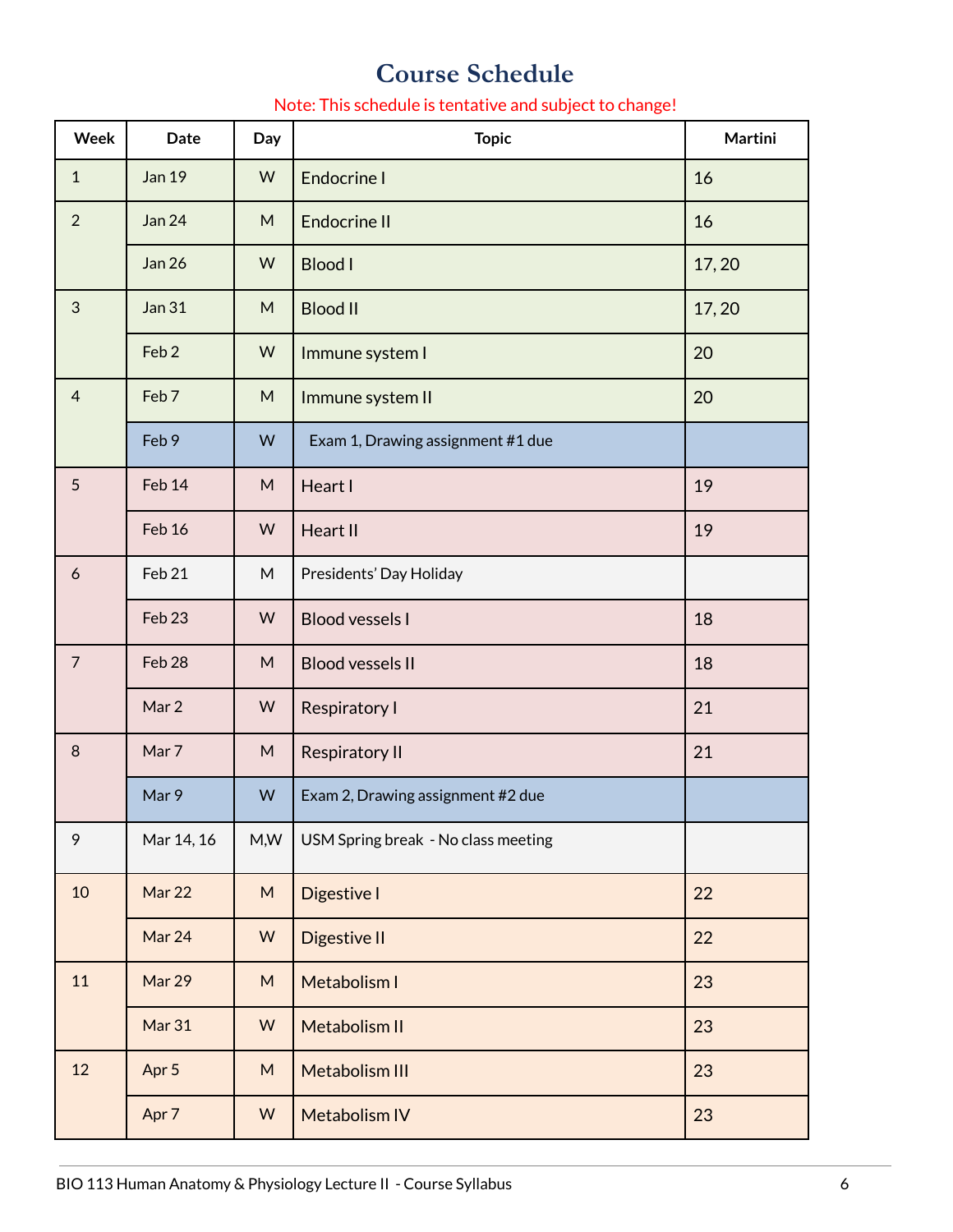# Course Schedule

Note: This schedule is tentative and subject to change!

| Week | Date | Day | Topic | Martini |
|---|---|---|---|---|
| 1 | Jan 19 | W | Endocrine I | 16 |
| 2 | Jan 24 | M | Endocrine II | 16 |
| | Jan 26 | W | Blood I | 17, 20 |
| 3 | Jan 31 | M | Blood II | 17, 20 |
| | Feb 2 | W | Immune system I | 20 |
| 4 | Feb 7 | M | Immune system II | 20 |
| | Feb 9 | W | Exam 1, Drawing assignment #1 due | |
| 5 | Feb 14 | M | Heart I | 19 |
| | Feb 16 | W | Heart II | 19 |
| 6 | Feb 21 | M | Presidents' Day Holiday | |
| | Feb 23 | W | Blood vessels I | 18 |
| 7 | Feb 28 | M | Blood vessels II | 18 |
| | Mar 2 | W | Respiratory I | 21 |
| 8 | Mar 7 | M | Respiratory II | 21 |
| | Mar 9 | W | Exam 2, Drawing assignment #2 due | |
| 9 | Mar 14, 16 | M,W | USM Spring break - No class meeting | |
| 10 | Mar 22 | M | Digestive I | 22 |
| | Mar 24 | W | Digestive II | 22 |
| 11 | Mar 29 | M | Metabolism I | 23 |
| | Mar 31 | W | Metabolism II | 23 |
| 12 | Apr 5 | M | Metabolism III | 23 |
| | Apr 7 | W | Metabolism IV | 23 |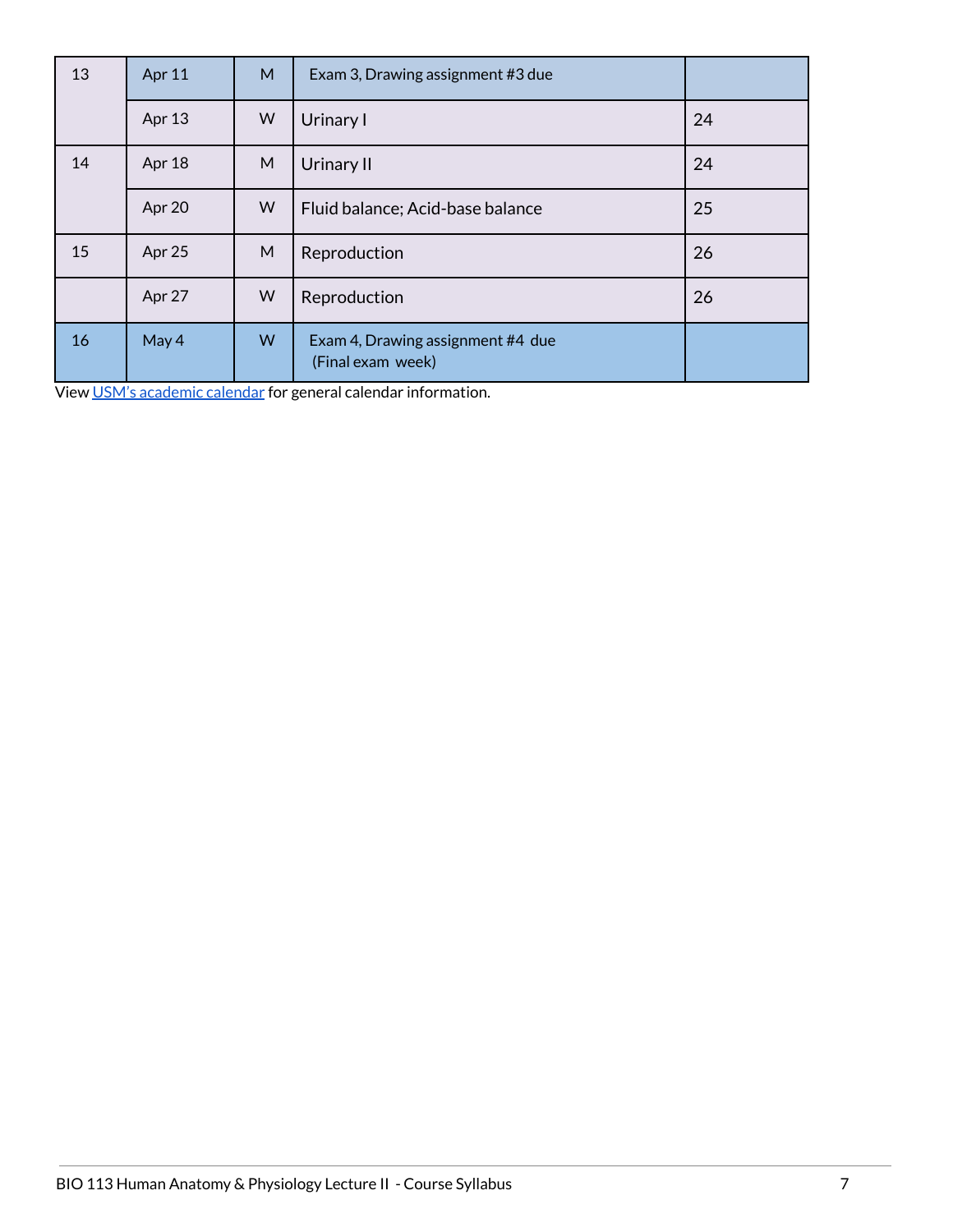| 13 | Apr 11 | M | Exam 3, Drawing assignment #3 due | |
|---|---|---|---|---|
| | Apr 13 | W | Urinary I | 24 |
| 14 | Apr 18 | M | Urinary II | 24 |
| | Apr 20 | W | Fluid balance; Acid-base balance | 25 |
| 15 | Apr 25 | M | Reproduction | 26 |
| | Apr 27 | W | Reproduction | 26 |
| 16 | May 4 | W | Exam 4, Drawing assignment #4 due (Final exam week) | |

View [USM's academic calendar]() for general calendar information.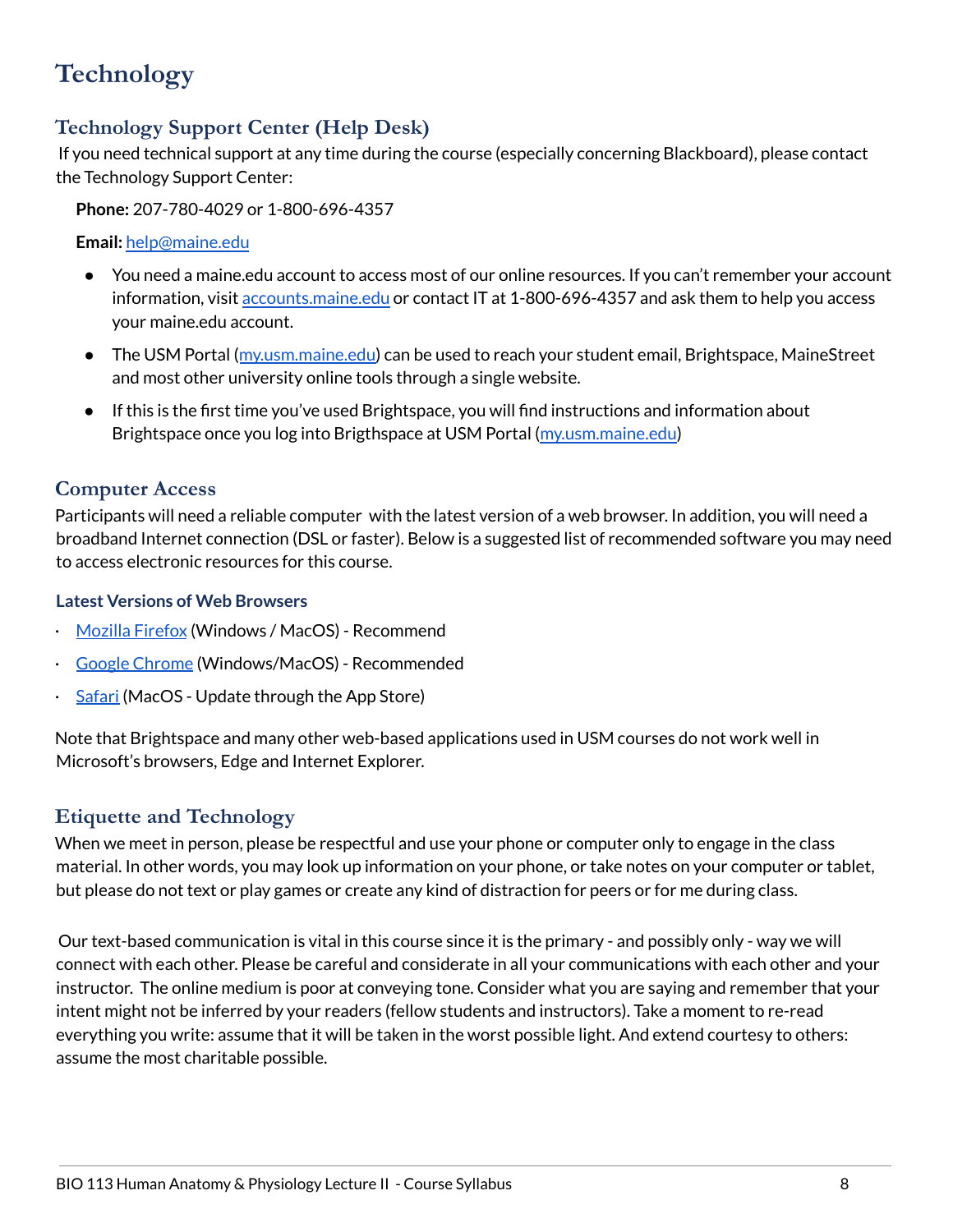# Technology

## Technology Support Center (Help Desk)

If you need technical support at any time during the course (especially concerning Blackboard), please contact the Technology Support Center:

**Phone:** 207-780-4029 or 1-800-696-4357

**Email:** help@maine.edu

- You need a maine.edu account to access most of our online resources. If you can't remember your account information, visit accounts.maine.edu or contact IT at 1-800-696-4357 and ask them to help you access your maine.edu account.
- The USM Portal (my.usm.maine.edu) can be used to reach your student email, Brightspace, MaineStreet and most other university online tools through a single website.
- If this is the first time you've used Brightspace, you will find instructions and information about Brightspace once you log into Brigthspace at USM Portal (my.usm.maine.edu)

## Computer Access

Participants will need a reliable computer with the latest version of a web browser. In addition, you will need a broadband Internet connection (DSL or faster). Below is a suggested list of recommended software you may need to access electronic resources for this course.

### Latest Versions of Web Browsers

- Mozilla Firefox (Windows / MacOS) - Recommend
- Google Chrome (Windows/MacOS) - Recommended
- Safari (MacOS - Update through the App Store)

Note that Brightspace and many other web-based applications used in USM courses do not work well in Microsoft's browsers, Edge and Internet Explorer.

## Etiquette and Technology

When we meet in person, please be respectful and use your phone or computer only to engage in the class material. In other words, you may look up information on your phone, or take notes on your computer or tablet, but please do not text or play games or create any kind of distraction for peers or for me during class.

Our text-based communication is vital in this course since it is the primary - and possibly only - way we will connect with each other. Please be careful and considerate in all your communications with each other and your instructor. The online medium is poor at conveying tone. Consider what you are saying and remember that your intent might not be inferred by your readers (fellow students and instructors). Take a moment to re-read everything you write: assume that it will be taken in the worst possible light. And extend courtesy to others: assume the most charitable possible.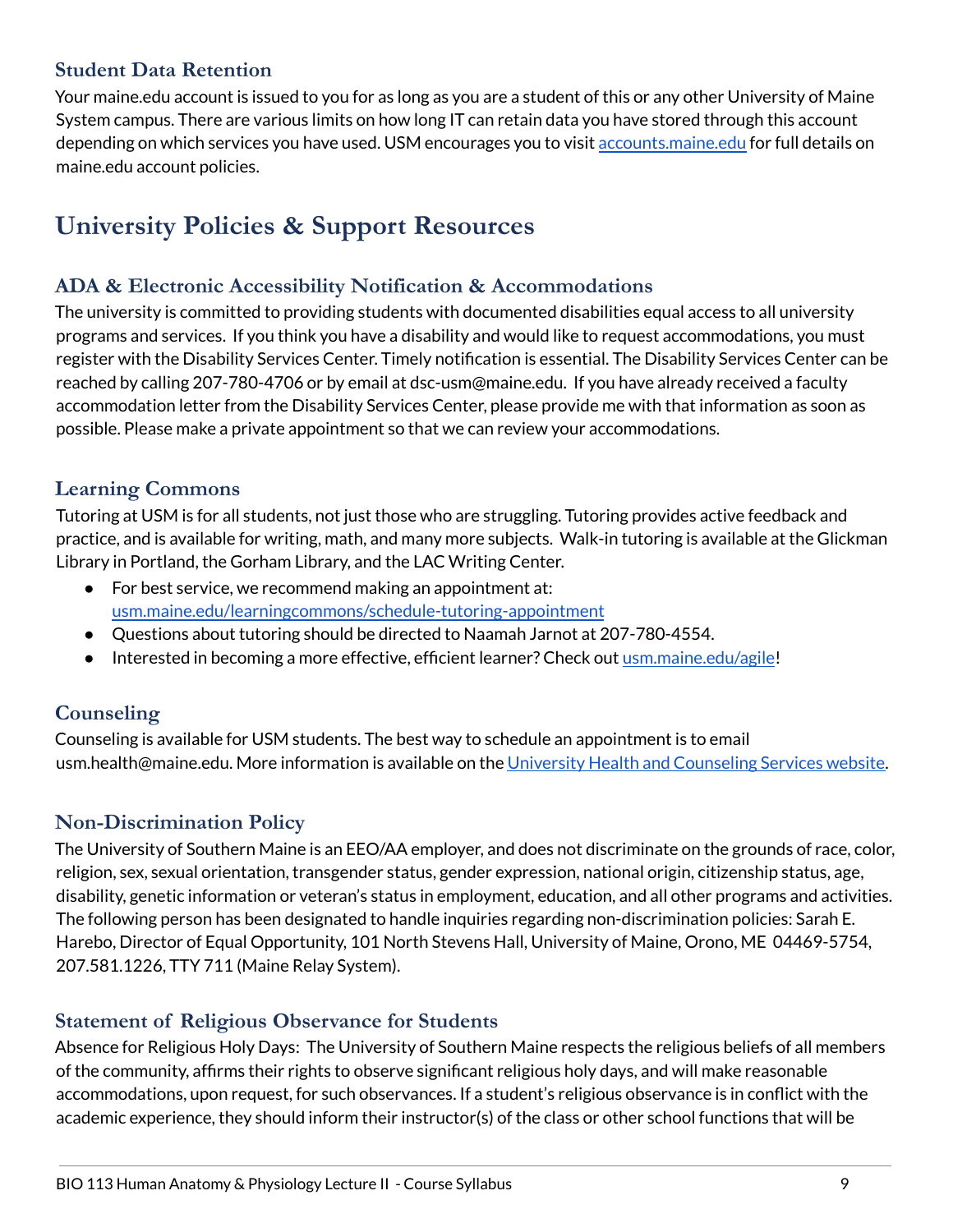### Student Data Retention

Your maine.edu account is issued to you for as long as you are a student of this or any other University of Maine System campus. There are various limits on how long IT can retain data you have stored through this account depending on which services you have used. USM encourages you to visit [accounts.maine.edu](accounts.maine.edu) for full details on maine.edu account policies.

## University Policies & Support Resources

### ADA & Electronic Accessibility Notification & Accommodations

The university is committed to providing students with documented disabilities equal access to all university programs and services. If you think you have a disability and would like to request accommodations, you must register with the Disability Services Center. Timely notification is essential. The Disability Services Center can be reached by calling 207-780-4706 or by email at dsc-usm@maine.edu. If you have already received a faculty accommodation letter from the Disability Services Center, please provide me with that information as soon as possible. Please make a private appointment so that we can review your accommodations.

### Learning Commons

Tutoring at USM is for all students, not just those who are struggling. Tutoring provides active feedback and practice, and is available for writing, math, and many more subjects. Walk-in tutoring is available at the Glickman Library in Portland, the Gorham Library, and the LAC Writing Center.

- For best service, we recommend making an appointment at: [usm.maine.edu/learningcommons/schedule-tutoring-appointment](usm.maine.edu/learningcommons/schedule-tutoring-appointment)
- Questions about tutoring should be directed to Naamah Jarnot at 207-780-4554.
- Interested in becoming a more effective, efficient learner? Check out [usm.maine.edu/agile](usm.maine.edu/agile)!

### Counseling

Counseling is available for USM students. The best way to schedule an appointment is to email usm.health@maine.edu. More information is available on the University Health and Counseling Services website.

### Non-Discrimination Policy

The University of Southern Maine is an EEO/AA employer, and does not discriminate on the grounds of race, color, religion, sex, sexual orientation, transgender status, gender expression, national origin, citizenship status, age, disability, genetic information or veteran's status in employment, education, and all other programs and activities. The following person has been designated to handle inquiries regarding non-discrimination policies: Sarah E. Harebo, Director of Equal Opportunity, 101 North Stevens Hall, University of Maine, Orono, ME 04469-5754, 207.581.1226, TTY 711 (Maine Relay System).

### Statement of Religious Observance for Students

Absence for Religious Holy Days: The University of Southern Maine respects the religious beliefs of all members of the community, affirms their rights to observe significant religious holy days, and will make reasonable accommodations, upon request, for such observances. If a student's religious observance is in conflict with the academic experience, they should inform their instructor(s) of the class or other school functions that will be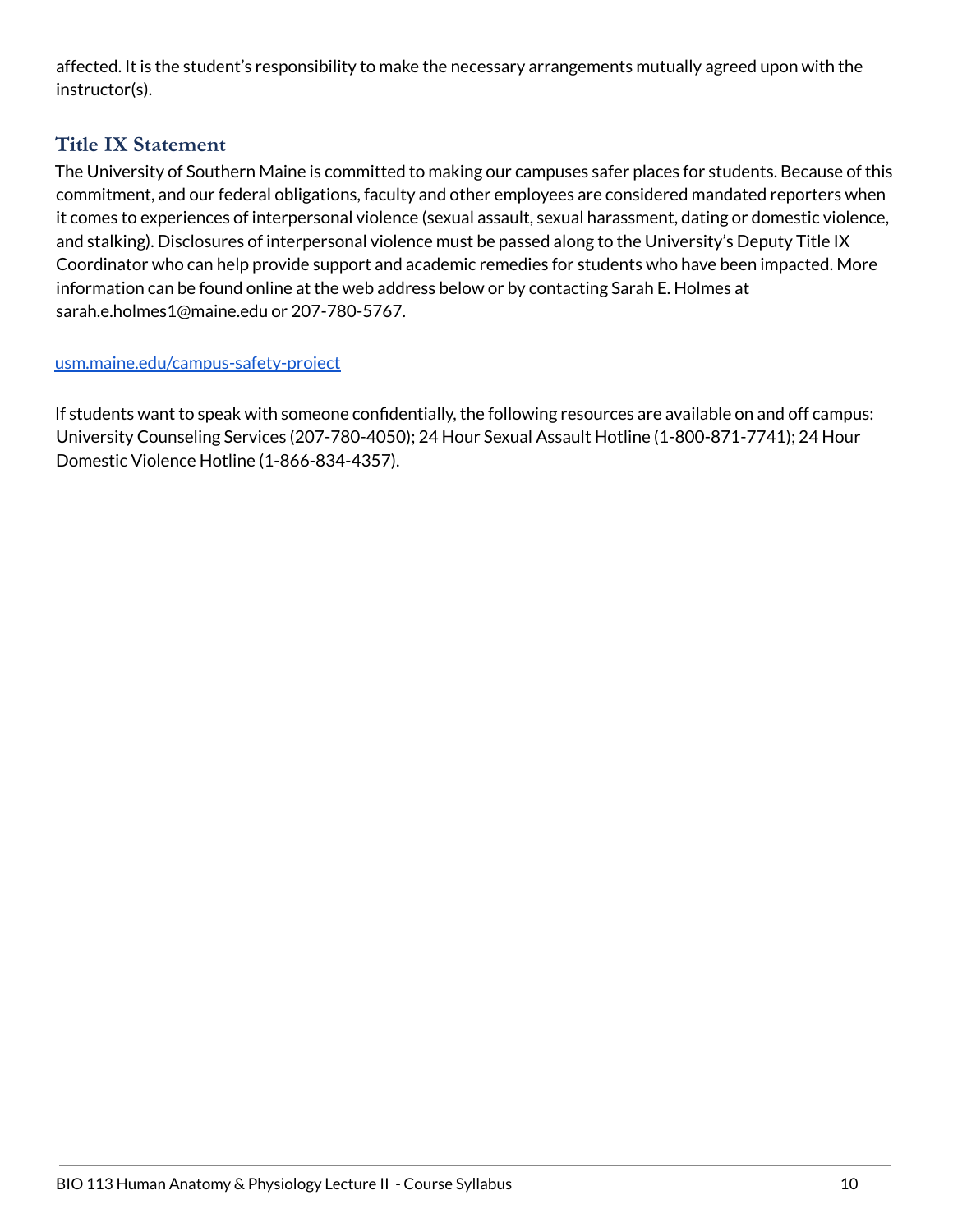affected. It is the student's responsibility to make the necessary arrangements mutually agreed upon with the instructor(s).

### Title IX Statement

The University of Southern Maine is committed to making our campuses safer places for students. Because of this commitment, and our federal obligations, faculty and other employees are considered mandated reporters when it comes to experiences of interpersonal violence (sexual assault, sexual harassment, dating or domestic violence, and stalking). Disclosures of interpersonal violence must be passed along to the University's Deputy Title IX Coordinator who can help provide support and academic remedies for students who have been impacted. More information can be found online at the web address below or by contacting Sarah E. Holmes at sarah.e.holmes1@maine.edu or 207-780-5767.

[usm.maine.edu/campus-safety-project](usm.maine.edu/campus-safety-project)

If students want to speak with someone confidentially, the following resources are available on and off campus: University Counseling Services (207-780-4050); 24 Hour Sexual Assault Hotline (1-800-871-7741); 24 Hour Domestic Violence Hotline (1-866-834-4357).